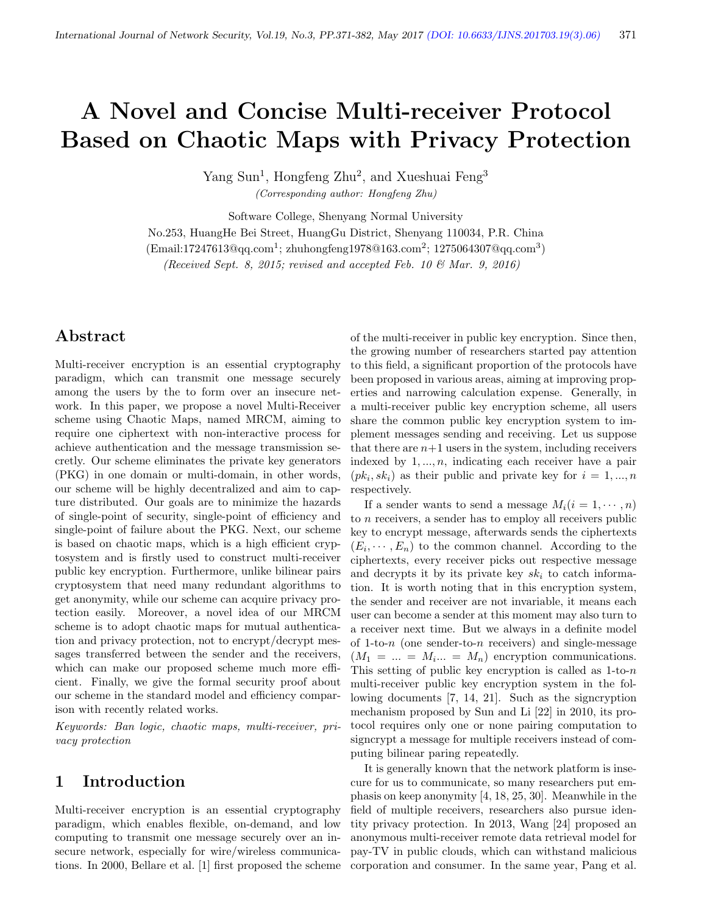# A Novel and Concise Multi-receiver Protocol Based on Chaotic Maps with Privacy Protection

Yang Sun[1], Hongfeng Zhu[2], and Xueshuai Feng[3]

*(Corresponding author: Hongfeng Zhu)*

Software College, Shenyang Normal University

No.253, HuangHe Bei Street, HuangGu District, Shenyang 110034, P.R. China

(Email:17247613@qq.com[1]; zhuhongfeng1978@163.com[2]; 1275064307@qq.com[3])

*(Received Sept. 8, 2015; revised and accepted Feb. 10 & Mar. 9, 2016)*

## Abstract

Multi-receiver encryption is an essential cryptography paradigm, which can transmit one message securely among the users by the to form over an insecure network. In this paper, we propose a novel Multi-Receiver scheme using Chaotic Maps, named MRCM, aiming to require one ciphertext with non-interactive process for achieve authentication and the message transmission secretly. Our scheme eliminates the private key generators (PKG) in one domain or multi-domain, in other words, our scheme will be highly decentralized and aim to capture distributed. Our goals are to minimize the hazards of single-point of security, single-point of efficiency and single-point of failure about the PKG. Next, our scheme is based on chaotic maps, which is a high efficient cryptosystem and is firstly used to construct multi-receiver public key encryption. Furthermore, unlike bilinear pairs cryptosystem that need many redundant algorithms to get anonymity, while our scheme can acquire privacy protection easily. Moreover, a novel idea of our MRCM scheme is to adopt chaotic maps for mutual authentication and privacy protection, not to encrypt/decrypt messages transferred between the sender and the receivers, which can make our proposed scheme much more efficient. Finally, we give the formal security proof about our scheme in the standard model and efficiency comparison with recently related works.

*Keywords: Ban logic, chaotic maps, multi-receiver, privacy protection*

## 1 Introduction

Multi-receiver encryption is an essential cryptography paradigm, which enables flexible, on-demand, and low computing to transmit one message securely over an insecure network, especially for wire/wireless communications. In 2000, Bellare et al. [1] first proposed the scheme of the multi-receiver in public key encryption. Since then, the growing number of researchers started pay attention to this field, a significant proportion of the protocols have been proposed in various areas, aiming at improving properties and narrowing calculation expense. Generally, in a multi-receiver public key encryption scheme, all users share the common public key encryption system to implement messages sending and receiving. Let us suppose that there are $n+1$ users in the system, including receivers indexed by $1,...,n$, indicating each receiver have a pair $(pk_i, sk_i)$ as their public and private key for $i = 1,...,n$ respectively.

If a sender wants to send a message $M_i (i = 1, \cdots, n)$ to $n$ receivers, a sender has to employ all receivers public key to encrypt message, afterwards sends the ciphertexts $(E_i, \cdots, E_n)$ to the common channel. According to the ciphertexts, every receiver picks out respective message and decrypts it by its private key $sk_i$ to catch information. It is worth noting that in this encryption system, the sender and receiver are not invariable, it means each user can become a sender at this moment may also turn to a receiver next time. But we always in a definite model of 1-to-$n$ (one sender-to-$n$ receivers) and single-message $(M_1 = ... = M_i ... = M_n)$ encryption communications. This setting of public key encryption is called as 1-to-$n$ multi-receiver public key encryption system in the following documents [7, 14, 21]. Such as the signcryption mechanism proposed by Sun and Li [22] in 2010, its protocol requires only one or none pairing computation to signcrypt a message for multiple receivers instead of computing bilinear paring repeatedly.

It is generally known that the network platform is insecure for us to communicate, so many researchers put emphasis on keep anonymity [4, 18, 25, 30]. Meanwhile in the field of multiple receivers, researchers also pursue identity privacy protection. In 2013, Wang [24] proposed an anonymous multi-receiver remote data retrieval model for pay-TV in public clouds, which can withstand malicious corporation and consumer. In the same year, Pang et al.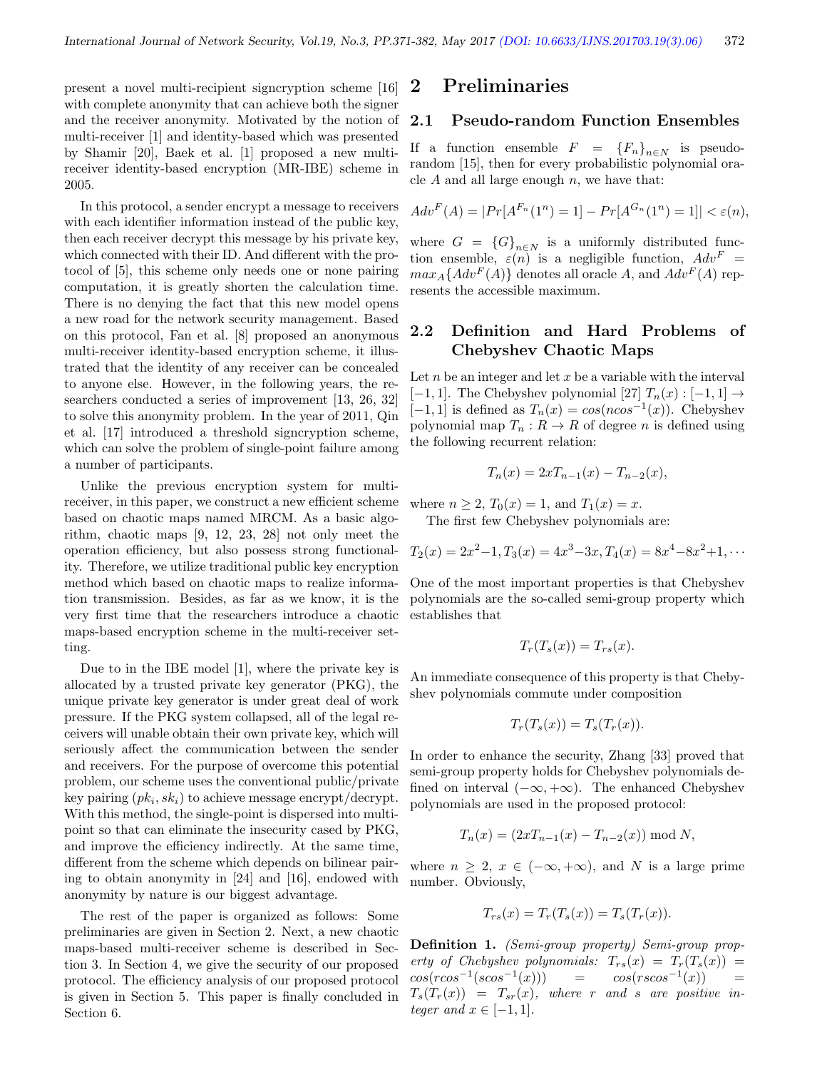present a novel multi-recipient signcryption scheme [16] with complete anonymity that can achieve both the signer and the receiver anonymity. Motivated by the notion of multi-receiver [1] and identity-based which was presented by Shamir [20], Baek et al. [1] proposed a new multi-receiver identity-based encryption (MR-IBE) scheme in 2005.

In this protocol, a sender encrypt a message to receivers with each identifier information instead of the public key, then each receiver decrypt this message by his private key, which connected with their ID. And different with the protocol of [5], this scheme only needs one or none pairing computation, it is greatly shorten the calculation time. There is no denying the fact that this new model opens a new road for the network security management. Based on this protocol, Fan et al. [8] proposed an anonymous multi-receiver identity-based encryption scheme, it illustrated that the identity of any receiver can be concealed to anyone else. However, in the following years, the researchers conducted a series of improvement [13, 26, 32] to solve this anonymity problem. In the year of 2011, Qin et al. [17] introduced a threshold signcryption scheme, which can solve the problem of single-point failure among a number of participants.

Unlike the previous encryption system for multi-receiver, in this paper, we construct a new efficient scheme based on chaotic maps named MRCM. As a basic algorithm, chaotic maps [9, 12, 23, 28] not only meet the operation efficiency, but also possess strong functionality. Therefore, we utilize traditional public key encryption method which based on chaotic maps to realize information transmission. Besides, as far as we know, it is the very first time that the researchers introduce a chaotic maps-based encryption scheme in the multi-receiver setting.

Due to in the IBE model [1], where the private key is allocated by a trusted private key generator (PKG), the unique private key generator is under great deal of work pressure. If the PKG system collapsed, all of the legal receivers will unable obtain their own private key, which will seriously affect the communication between the sender and receivers. For the purpose of overcome this potential problem, our scheme uses the conventional public/private key pairing $(pk_i, sk_i)$ to achieve message encrypt/decrypt. With this method, the single-point is dispersed into multi-point so that can eliminate the insecurity cased by PKG, and improve the efficiency indirectly. At the same time, different from the scheme which depends on bilinear pairing to obtain anonymity in [24] and [16], endowed with anonymity by nature is our biggest advantage.

The rest of the paper is organized as follows: Some preliminaries are given in Section 2. Next, a new chaotic maps-based multi-receiver scheme is described in Section 3. In Section 4, we give the security of our proposed protocol. The efficiency analysis of our proposed protocol is given in Section 5. This paper is finally concluded in Section 6.

# 2 Preliminaries

## 2.1 Pseudo-random Function Ensembles

If a function ensemble $F = \{F_n\}_{n \in N}$ is pseudo-random [15], then for every probabilistic polynomial oracle $A$ and all large enough $n$, we have that:

$$Adv^F(A) = |Pr[A^{F_n}(1^n) = 1] - Pr[A^{G_n}(1^n) = 1]| < \varepsilon(n),$$

where $G = \{G\}_{n \in N}$ is a uniformly distributed function ensemble, $\varepsilon(n)$ is a negligible function, $Adv^F = max_A\{Adv^F(A)\}$ denotes all oracle $A$, and $Adv^F(A)$ represents the accessible maximum.

## 2.2 Definition and Hard Problems of Chebyshev Chaotic Maps

Let $n$ be an integer and let $x$ be a variable with the interval $[-1, 1]$. The Chebyshev polynomial [27] $T_n(x) : [-1, 1] \to [-1, 1]$ is defined as $T_n(x) = cos(ncos^{-1}(x))$. Chebyshev polynomial map $T_n : R \to R$ of degree $n$ is defined using the following recurrent relation:

$$T_n(x) = 2xT_{n-1}(x) - T_{n-2}(x),$$

where $n \geq 2$, $T_0(x) = 1$, and $T_1(x) = x$.

The first few Chebyshev polynomials are:

$$T_2(x) = 2x^2 - 1, T_3(x) = 4x^3 - 3x, T_4(x) = 8x^4 - 8x^2 + 1, \cdots$$

One of the most important properties is that Chebyshev polynomials are the so-called semi-group property which establishes that

$$T_r(T_s(x)) = T_{rs}(x).$$

An immediate consequence of this property is that Chebyshev polynomials commute under composition

$$T_r(T_s(x)) = T_s(T_r(x)).$$

In order to enhance the security, Zhang [33] proved that semi-group property holds for Chebyshev polynomials defined on interval $(-\infty, +\infty)$. The enhanced Chebyshev polynomials are used in the proposed protocol:

$$T_n(x) = (2xT_{n-1}(x) - T_{n-2}(x)) \bmod N,$$

where $n \geq 2$, $x \in (-\infty, +\infty)$, and $N$ is a large prime number. Obviously,

$$T_{rs}(x) = T_r(T_s(x)) = T_s(T_r(x)).$$

**Definition 1.** *(Semi-group property) Semi-group property of Chebyshev polynomials:* $T_{rs}(x) = T_r(T_s(x)) = cos(rcos^{-1}(scos^{-1}(x))) = cos(rscos^{-1}(x)) = T_s(T_r(x)) = T_{sr}(x)$, *where* $r$ *and* $s$ *are positive integer and* $x \in [-1, 1]$.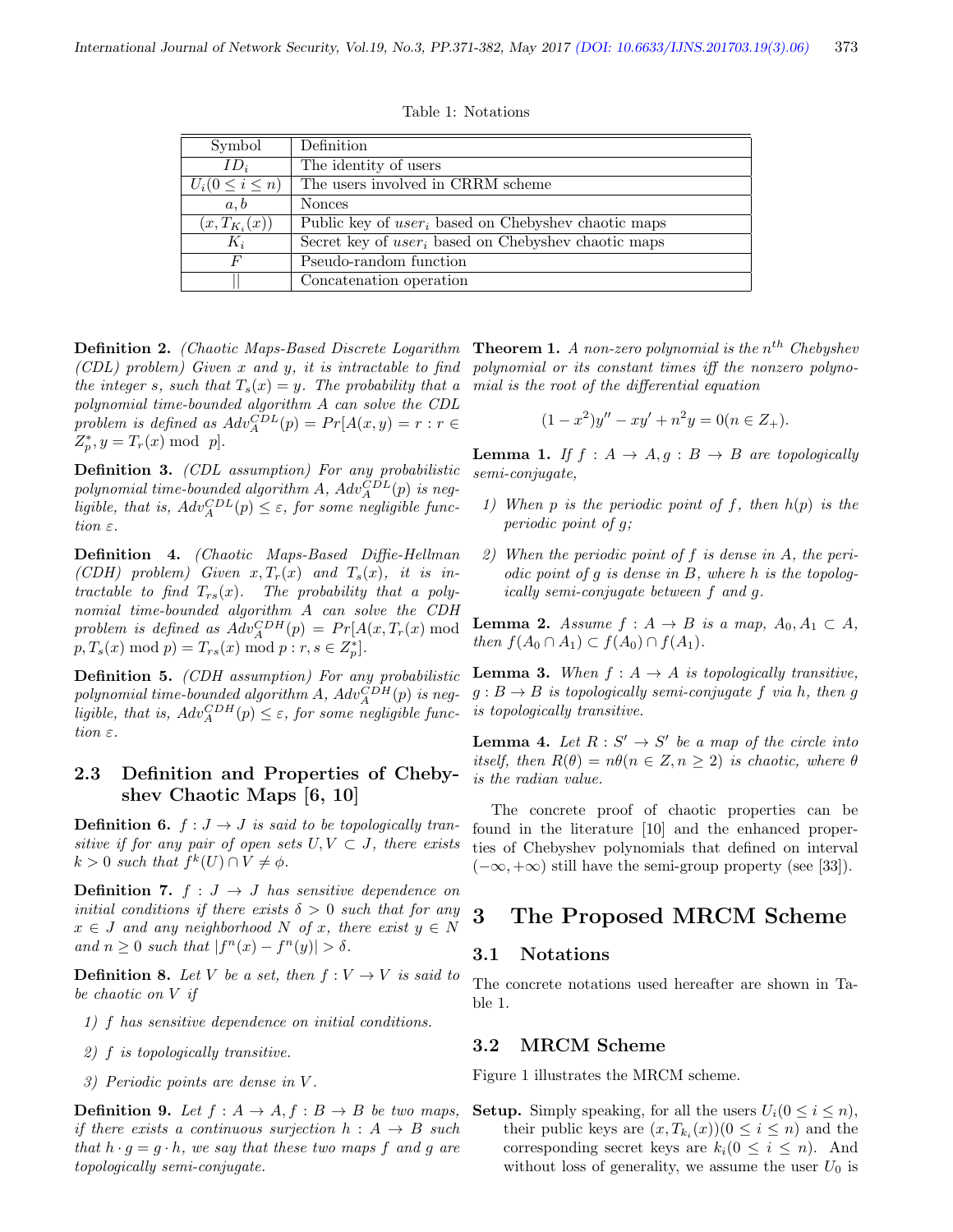Table 1: Notations

| Symbol | Definition |
|---|---|
| $ID_i$ | The identity of users |
| $U_i(0 \leq i \leq n)$ | The users involved in CRRM scheme |
| $a, b$ | Nonces |
| $(x, T_{K_i}(x))$ | Public key of $user_i$ based on Chebyshev chaotic maps |
| $K_i$ | Secret key of $user_i$ based on Chebyshev chaotic maps |
| $F$ | Pseudo-random function |
| $\|\|$ | Concatenation operation |

**Definition 2.** *(Chaotic Maps-Based Discrete Logarithm (CDL) problem) Given $x$ and $y$, it is intractable to find the integer $s$, such that $T_s(x) = y$. The probability that a polynomial time-bounded algorithm $A$ can solve the CDL problem is defined as $Adv_A^{CDL}(p) = Pr[A(x, y) = r : r \in Z_p^*, y = T_r(x) \bmod p]$.*

**Definition 3.** *(CDL assumption) For any probabilistic polynomial time-bounded algorithm $A$, $Adv_A^{CDL}(p)$ is negligible, that is, $Adv_A^{CDL}(p) \leq \varepsilon$, for some negligible function $\varepsilon$.*

**Definition 4.** *(Chaotic Maps-Based Diffie-Hellman (CDH) problem) Given $x, T_r(x)$ and $T_s(x)$, it is intractable to find $T_{rs}(x)$. The probability that a polynomial time-bounded algorithm $A$ can solve the CDH problem is defined as $Adv_A^{CDH}(p) = Pr[A(x, T_r(x) \bmod p, T_s(x) \bmod p) = T_{rs}(x) \bmod p : r, s \in Z_p^*]$.*

**Definition 5.** *(CDH assumption) For any probabilistic polynomial time-bounded algorithm $A$, $Adv_A^{CDH}(p)$ is negligible, that is, $Adv_A^{CDH}(p) \leq \varepsilon$, for some negligible function $\varepsilon$.*

## 2.3 Definition and Properties of Chebyshev Chaotic Maps [6, 10]

**Definition 6.** *$f : J \to J$ is said to be topologically transitive if for any pair of open sets $U, V \subset J$, there exists $k > 0$ such that $f^k(U) \cap V \neq \phi$.*

**Definition 7.** *$f : J \to J$ has sensitive dependence on initial conditions if there exists $\delta > 0$ such that for any $x \in J$ and any neighborhood $N$ of $x$, there exist $y \in N$ and $n \geq 0$ such that $|f^n(x) - f^n(y)| > \delta$.*

**Definition 8.** *Let $V$ be a set, then $f : V \to V$ is said to be chaotic on $V$ if*

1) *$f$ has sensitive dependence on initial conditions.*
2) *$f$ is topologically transitive.*
3) *Periodic points are dense in $V$.*

**Definition 9.** *Let $f : A \to A, f : B \to B$ be two maps, if there exists a continuous surjection $h : A \to B$ such that $h \cdot g = g \cdot h$, we say that these two maps $f$ and $g$ are topologically semi-conjugate.*

**Theorem 1.** *A non-zero polynomial is the $n^{th}$ Chebyshev polynomial or its constant times iff the nonzero polynomial is the root of the differential equation*

$$(1 - x^2)y'' - xy' + n^2 y = 0 (n \in Z_+).$$

**Lemma 1.** *If $f : A \to A, g : B \to B$ are topologically semi-conjugate,*

1) *When $p$ is the periodic point of $f$, then $h(p)$ is the periodic point of $g$;*
2) *When the periodic point of $f$ is dense in $A$, the periodic point of $g$ is dense in $B$, where $h$ is the topologically semi-conjugate between $f$ and $g$.*

**Lemma 2.** *Assume $f : A \to B$ is a map, $A_0, A_1 \subset A$, then $f(A_0 \cap A_1) \subset f(A_0) \cap f(A_1)$.*

**Lemma 3.** *When $f : A \to A$ is topologically transitive, $g : B \to B$ is topologically semi-conjugate $f$ via $h$, then $g$ is topologically transitive.*

**Lemma 4.** *Let $R : S' \to S'$ be a map of the circle into itself, then $R(\theta) = n\theta (n \in Z, n \geq 2)$ is chaotic, where $\theta$ is the radian value.*

The concrete proof of chaotic properties can be found in the literature [10] and the enhanced properties of Chebyshev polynomials that defined on interval $(-\infty, +\infty)$ still have the semi-group property (see [33]).

# 3 The Proposed MRCM Scheme

## 3.1 Notations

The concrete notations used hereafter are shown in Table 1.

## 3.2 MRCM Scheme

Figure 1 illustrates the MRCM scheme.

**Setup.** Simply speaking, for all the users $U_i (0 \leq i \leq n)$, their public keys are $(x, T_{k_i}(x))(0 \leq i \leq n)$ and the corresponding secret keys are $k_i (0 \leq i \leq n)$. And without loss of generality, we assume the user $U_0$ is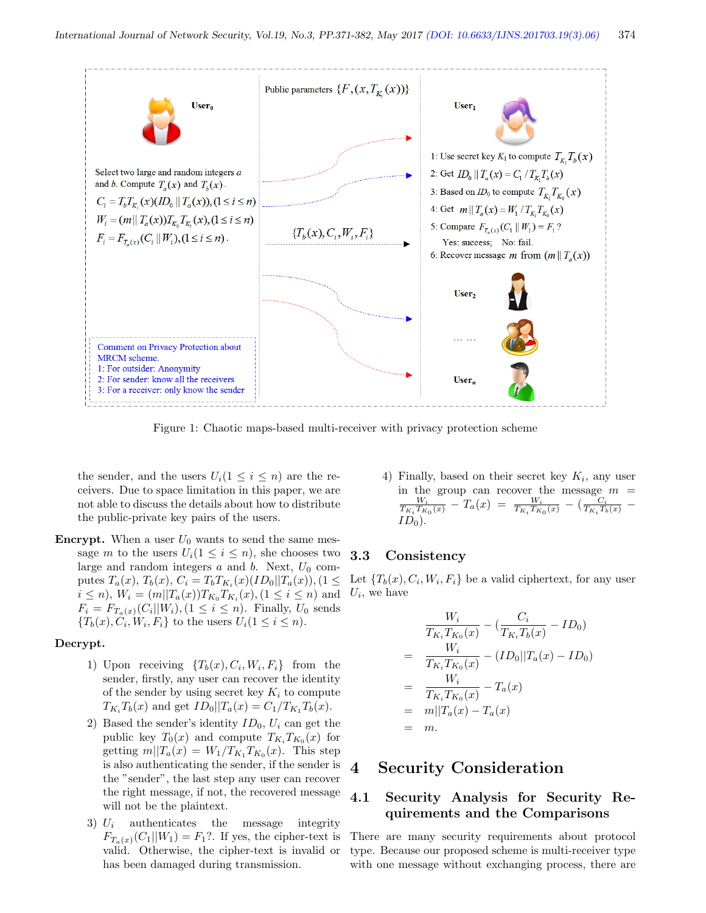Public parameters $\{F,(x,T_{K_i}(x))\}$

**User$_0$**

Select two large and random integers $a$ and $b$. Compute $T_a(x)$ and $T_b(x)$.

$C_i = T_b T_{K_i}(x)(ID_0 \| T_a(x)), (1 \le i \le n)$

$W_i = (m \| T_a(x)) T_{K_0} T_{K_i}(x), (1 \le i \le n)$

$F_i = F_{T_a(x)}(C_i \| W_i), (1 \le i \le n)$.

$\{T_b(x), C_i, W_i, F_i\}$

Comment on Privacy Protection about MRCM scheme.
1: For outsider: Anonymity
2: For sender: know all the receivers
3: For a receiver: only know the sender

**User$_1$**

1: Use secret key $K_1$ to compute $T_{K_1} T_b(x)$
2: Get $ID_0 \| T_a(x) = C_1 / T_{K_1} T_b(x)$
3: Based on $ID_0$ to compute $T_{K_1} T_{K_0}(x)$
4: Get $m \| T_a(x) = W_1 / T_{K_1} T_{K_0}(x)$
5: Compare $F_{T_a(x)}(C_1 \| W_1) = F_1$ ?
Yes: success; No: fail.
6: Recover message $m$ from $(m \| T_a(x))$

**User$_2$**

……

**User$_n$**

Figure 1: Chaotic maps-based multi-receiver with privacy protection scheme

the sender, and the users $U_i (1 \le i \le n)$ are the receivers. Due to space limitation in this paper, we are not able to discuss the details about how to distribute the public-private key pairs of the users.

**Encrypt.** When a user $U_0$ wants to send the same message $m$ to the users $U_i (1 \le i \le n)$, she chooses two large and random integers $a$ and $b$. Next, $U_0$ computes $T_a(x)$, $T_b(x)$, $C_i = T_b T_{K_i}(x)(ID_0 \| T_a(x)), (1 \le i \le n)$, $W_i = (m \| T_a(x)) T_{K_0} T_{K_i}(x), (1 \le i \le n)$ and $F_i = F_{T_a(x)}(C_i \| W_i), (1 \le i \le n)$. Finally, $U_0$ sends $\{T_b(x), C_i, W_i, F_i\}$ to the users $U_i (1 \le i \le n)$.

**Decrypt.**

1) Upon receiving $\{T_b(x), C_i, W_i, F_i\}$ from the sender, firstly, any user can recover the identity of the sender by using secret key $K_i$ to compute $T_{K_i} T_b(x)$ and get $ID_0 \| T_a(x) = C_1 / T_{K_1} T_b(x)$.

2) Based the sender's identity $ID_0$, $U_i$ can get the public key $T_0(x)$ and compute $T_{K_i} T_{K_0}(x)$ for getting $m \| T_a(x) = W_1 / T_{K_1} T_{K_0}(x)$. This step is also authenticating the sender, if the sender is the "sender", the last step any user can recover the right message, if not, the recovered message will not be the plaintext.

3) $U_i$ authenticates the message integrity $F_{T_a(x)}(C_1 \| W_1) = F_1$?. If yes, the cipher-text is valid. Otherwise, the cipher-text is invalid or has been damaged during transmission.

4) Finally, based on their secret key $K_i$, any user in the group can recover the message $m = \frac{W_i}{T_{K_i} T_{K_0}(x)} - T_a(x) = \frac{W_i}{T_{K_i} T_{K_0}(x)} - (\frac{C_i}{T_{K_i} T_b(x)} - ID_0)$.

### 3.3 Consistency

Let $\{T_b(x), C_i, W_i, F_i\}$ be a valid ciphertext, for any user $U_i$, we have

$$
\begin{aligned}
& \frac{W_i}{T_{K_i} T_{K_0}(x)} - (\frac{C_i}{T_{K_i} T_b(x)} - ID_0) \\
= & \frac{W_i}{T_{K_i} T_{K_0}(x)} - (ID_0 \| T_a(x) - ID_0) \\
= & \frac{W_i}{T_{K_i} T_{K_0}(x)} - T_a(x) \\
= & m \| T_a(x) - T_a(x) \\
= & m.
\end{aligned}
$$

## 4 Security Consideration

### 4.1 Security Analysis for Security Requirements and the Comparisons

There are many security requirements about protocol type. Because our proposed scheme is multi-receiver type with one message without exchanging process, there are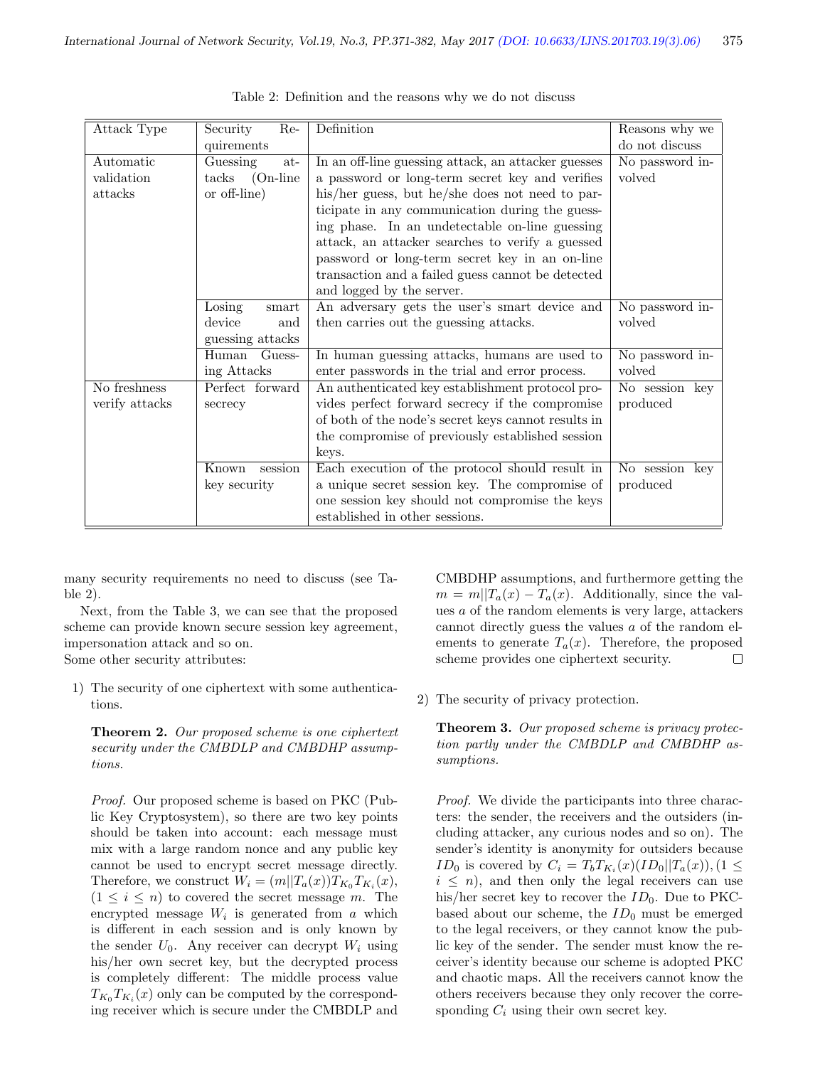Table 2: Definition and the reasons why we do not discuss

| Attack Type | Security Requirements | Definition | Reasons why we do not discuss |
|---|---|---|---|
| Automatic validation attacks | Guessing attacks (On-line or off-line) | In an off-line guessing attack, an attacker guesses a password or long-term secret key and verifies his/her guess, but he/she does not need to participate in any communication during the guessing phase. In an undetectable on-line guessing attack, an attacker searches to verify a guessed password or long-term secret key in an on-line transaction and a failed guess cannot be detected and logged by the server. | No password involved |
| | Losing smart device and guessing attacks | An adversary gets the user's smart device and then carries out the guessing attacks. | No password involved |
| | Human Guessing Attacks | In human guessing attacks, humans are used to enter passwords in the trial and error process. | No password involved |
| No freshness verify attacks | Perfect forward secrecy | An authenticated key establishment protocol provides perfect forward secrecy if the compromise of both of the node's secret keys cannot results in the compromise of previously established session keys. | No session key produced |
| | Known session key security | Each execution of the protocol should result in a unique secret session key. The compromise of one session key should not compromise the keys established in other sessions. | No session key produced |

many security requirements no need to discuss (see Table 2).

Next, from the Table 3, we can see that the proposed scheme can provide known secure session key agreement, impersonation attack and so on.

Some other security attributes:

1) The security of one ciphertext with some authentications.

**Theorem 2.** *Our proposed scheme is one ciphertext security under the CMBDLP and CMBDHP assumptions.*

*Proof.* Our proposed scheme is based on PKC (Public Key Cryptosystem), so there are two key points should be taken into account: each message must mix with a large random nonce and any public key cannot be used to encrypt secret message directly. Therefore, we construct $W_i = (m||T_a(x))T_{K_0}T_{K_i}(x)$, $(1 \leq i \leq n)$ to covered the secret message $m$. The encrypted message $W_i$ is generated from $a$ which is different in each session and is only known by the sender $U_0$. Any receiver can decrypt $W_i$ using his/her own secret key, but the decrypted process is completely different: The middle process value $T_{K_0}T_{K_i}(x)$ only can be computed by the corresponding receiver which is secure under the CMBDLP and CMBDHP assumptions, and furthermore getting the $m = m||T_a(x) - T_a(x)$. Additionally, since the values $a$ of the random elements is very large, attackers cannot directly guess the values $a$ of the random elements to generate $T_a(x)$. Therefore, the proposed scheme provides one ciphertext security. □

2) The security of privacy protection.

**Theorem 3.** *Our proposed scheme is privacy protection partly under the CMBDLP and CMBDHP assumptions.*

*Proof.* We divide the participants into three characters: the sender, the receivers and the outsiders (including attacker, any curious nodes and so on). The sender's identity is anonymity for outsiders because $ID_0$ is covered by $C_i = T_bT_{K_i}(x)(ID_0||T_a(x)), (1 \leq i \leq n)$, and then only the legal receivers can use his/her secret key to recover the $ID_0$. Due to PKC-based about our scheme, the $ID_0$ must be emerged to the legal receivers, or they cannot know the public key of the sender. The sender must know the receiver's identity because our scheme is adopted PKC and chaotic maps. All the receivers cannot know the others receivers because they only recover the corresponding $C_i$ using their own secret key.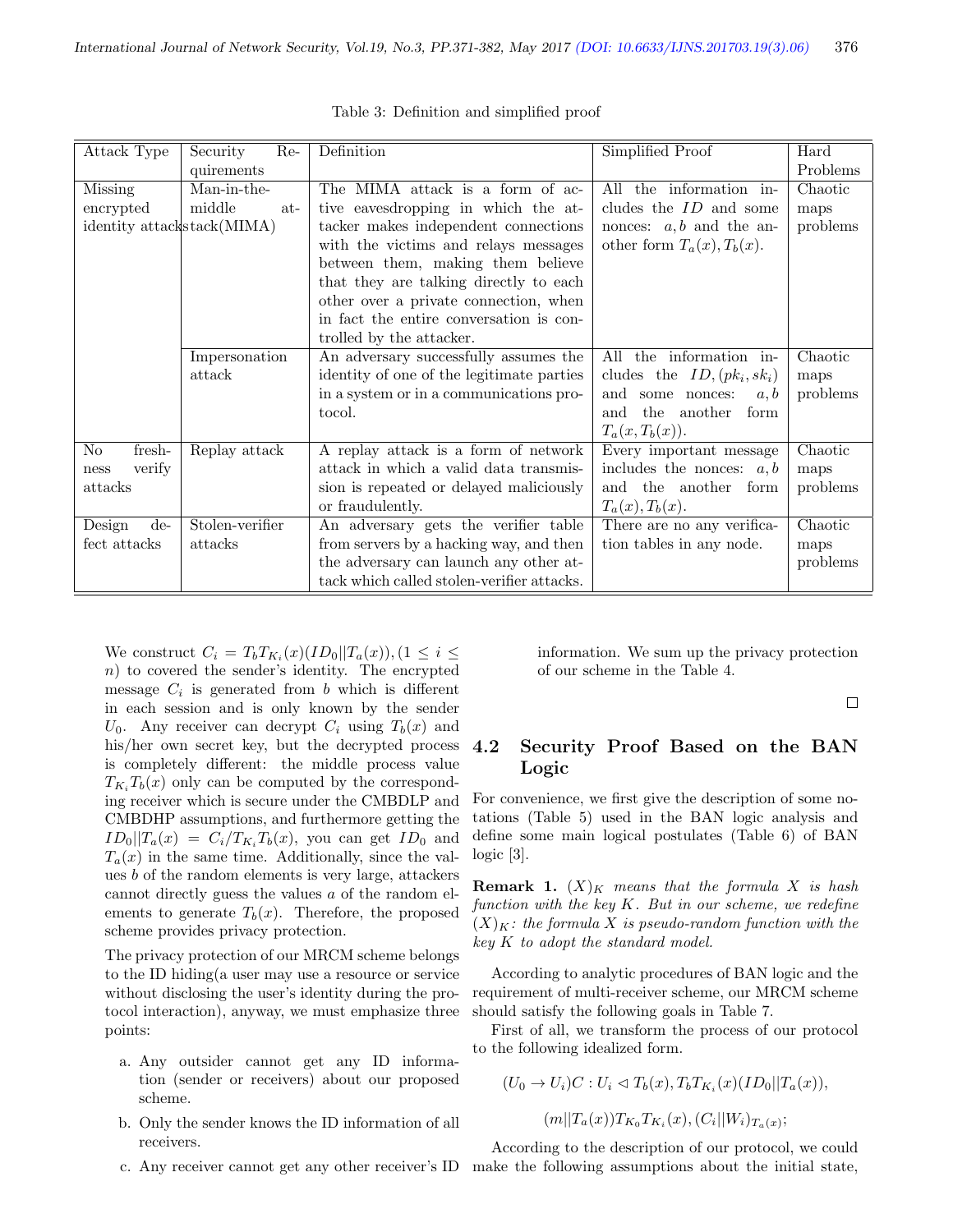Table 3: Definition and simplified proof

| Attack Type | Security Requirements | Definition | Simplified Proof | Hard Problems |
|---|---|---|---|---|
| Missing encrypted identity attacks | Man-in-the-middle attack(MIMA) | The MIMA attack is a form of active eavesdropping in which the attacker makes independent connections with the victims and relays messages between them, making them believe that they are talking directly to each other over a private connection, when in fact the entire conversation is controlled by the attacker. | All the information includes the $ID$ and some nonces: $a, b$ and the another form $T_a(x), T_b(x)$. | Chaotic maps problems |
| | Impersonation attack | An adversary successfully assumes the identity of one of the legitimate parties in a system or in a communications protocol. | All the information includes the $ID, (pk_i, sk_i)$ and some nonces: $a, b$ and the another form $T_a(x, T_b(x))$. | Chaotic maps problems |
| No freshness verify attacks | Replay attack | A replay attack is a form of network attack in which a valid data transmission is repeated or delayed maliciously or fraudulently. | Every important message includes the nonces: $a, b$ and the another form $T_a(x), T_b(x)$. | Chaotic maps problems |
| Design defect attacks | Stolen-verifier attacks | An adversary gets the verifier table from servers by a hacking way, and then the adversary can launch any other attack which called stolen-verifier attacks. | There are no any verification tables in any node. | Chaotic maps problems |

We construct $C_i = T_b T_{K_i}(x)(ID_0 || T_a(x)), (1 \leq i \leq n)$ to covered the sender's identity. The encrypted message $C_i$ is generated from $b$ which is different in each session and is only known by the sender $U_0$. Any receiver can decrypt $C_i$ using $T_b(x)$ and his/her own secret key, but the decrypted process is completely different: the middle process value $T_{K_i} T_b(x)$ only can be computed by the corresponding receiver which is secure under the CMBDLP and CMBDHP assumptions, and furthermore getting the $ID_0 || T_a(x) = C_i / T_{K_i} T_b(x)$, you can get $ID_0$ and $T_a(x)$ in the same time. Additionally, since the values $b$ of the random elements is very large, attackers cannot directly guess the values $a$ of the random elements to generate $T_b(x)$. Therefore, the proposed scheme provides privacy protection.

The privacy protection of our MRCM scheme belongs to the ID hiding(a user may use a resource or service without disclosing the user's identity during the protocol interaction), anyway, we must emphasize three points:

a. Any outsider cannot get any ID information (sender or receivers) about our proposed scheme.

b. Only the sender knows the ID information of all receivers.

c. Any receiver cannot get any other receiver's ID information. We sum up the privacy protection of our scheme in the Table 4.

□

## 4.2 Security Proof Based on the BAN Logic

For convenience, we first give the description of some notations (Table 5) used in the BAN logic analysis and define some main logical postulates (Table 6) of BAN logic [3].

**Remark 1.** *$(X)_K$ means that the formula $X$ is hash function with the key $K$. But in our scheme, we redefine $(X)_K$: the formula $X$ is pseudo-random function with the key $K$ to adopt the standard model.*

According to analytic procedures of BAN logic and the requirement of multi-receiver scheme, our MRCM scheme should satisfy the following goals in Table 7.

First of all, we transform the process of our protocol to the following idealized form.

$$(U_0 \to U_i)C : U_i \lhd T_b(x), T_b T_{K_i}(x)(ID_0 || T_a(x)),$$

$$(m || T_a(x))_{T_{K_0} T_{K_i}(x)}, (C_i || W_i)_{T_a(x)};$$

According to the description of our protocol, we could make the following assumptions about the initial state,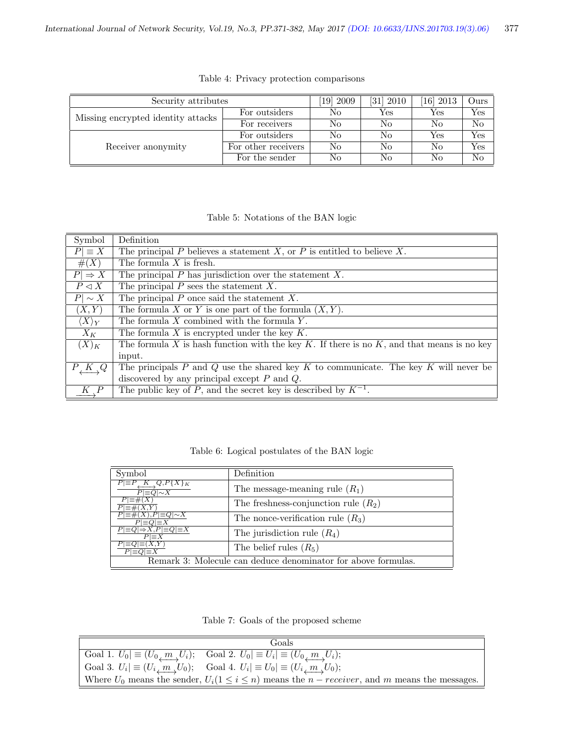Table 4: Privacy protection comparisons

| Security attributes | | [19] 2009 | [31] 2010 | [16] 2013 | Ours |
|---|---|---|---|---|---|
| Missing encrypted identity attacks | For outsiders | No | Yes | Yes | Yes |
| | For receivers | No | No | No | No |
| Receiver anonymity | For outsiders | No | No | Yes | Yes |
| | For other receivers | No | No | No | Yes |
| | For the sender | No | No | No | No |

Table 5: Notations of the BAN logic

| Symbol | Definition |
|---|---|
| $P\vert\equiv X$ | The principal $P$ believes a statement $X$, or $P$ is entitled to believe $X$. |
| $\#(X)$ | The formula $X$ is fresh. |
| $P\vert\Rightarrow X$ | The principal $P$ has jurisdiction over the statement $X$. |
| $P \lhd X$ | The principal $P$ sees the statement $X$. |
| $P\vert\sim X$ | The principal $P$ once said the statement $X$. |
| $(X, Y)$ | The formula $X$ or $Y$ is one part of the formula $(X, Y)$. |
| $\langle X\rangle_Y$ | The formula $X$ combined with the formula $Y$. |
| $X_K$ | The formula $X$ is encrypted under the key $K$. |
| $(X)_K$ | The formula $X$ is hash function with the key $K$. If there is no $K$, and that means is no key input. |
| $P \overset{K}{\longleftrightarrow} Q$ | The principals $P$ and $Q$ use the shared key $K$ to communicate. The key $K$ will never be discovered by any principal except $P$ and $Q$. |
| $\overset{K}{\longrightarrow} P$ | The public key of $P$, and the secret key is described by $K^{-1}$. |

Table 6: Logical postulates of the BAN logic

| Symbol | Definition |
|---|---|
| $\frac{P\vert\equiv P \overset{K}{\longleftrightarrow} Q, P\{X\}_K}{P\vert\equiv Q\vert\sim X}$ | The message-meaning rule ($R_1$) |
| $\frac{P\vert\equiv\#(X)}{P\vert\equiv\#(X,Y)}$ | The freshness-conjunction rule ($R_2$) |
| $\frac{P\vert\equiv\#(X), P\vert\equiv Q\vert\sim X}{P\vert\equiv Q\vert\equiv X}$ | The nonce-verification rule ($R_3$) |
| $\frac{P\vert\equiv Q\vert\Rightarrow X, P\vert\equiv Q\vert\equiv X}{P\vert\equiv X}$ | The jurisdiction rule ($R_4$) |
| $\frac{P\vert\equiv Q\vert\equiv(X,Y)}{P\vert\equiv Q\vert\equiv X}$ | The belief rules ($R_5$) |
| Remark 3: Molecule can deduce denominator for above formulas. | |

Table 7: Goals of the proposed scheme

| Goals |
|---|
| Goal 1. $U_0\vert\equiv(U_0 \overset{m}{\longleftrightarrow} U_i)$; Goal 2. $U_0\vert\equiv U_i\vert\equiv(U_0 \overset{m}{\longleftrightarrow} U_i)$; |
| Goal 3. $U_i\vert\equiv(U_i \overset{m}{\longleftrightarrow} U_0)$; Goal 4. $U_i\vert\equiv U_0\vert\equiv(U_i \overset{m}{\longleftrightarrow} U_0)$; |
| Where $U_0$ means the sender, $U_i (1 \leq i \leq n)$ means the $n-receiver$, and $m$ means the messages. |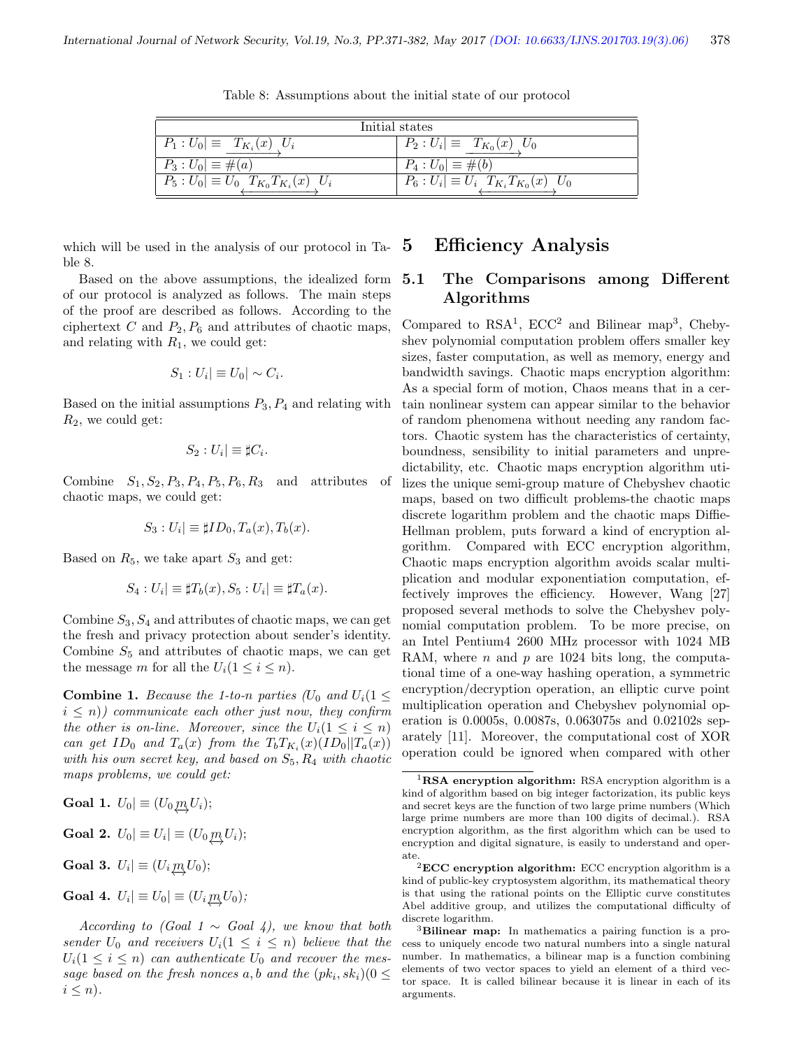Table 8: Assumptions about the initial state of our protocol

| Initial states | |
|---|---|
| $P_1 : U_0 \mid\equiv \xrightarrow{T_{K_i}(x)} U_i$ | $P_2 : U_i \mid\equiv \xrightarrow{T_{K_0}(x)} U_0$ |
| $P_3 : U_0 \mid\equiv \#(a)$ | $P_4 : U_0 \mid\equiv \#(b)$ |
| $P_5 : U_0 \mid\equiv U_0 \overset{T_{K_0}T_{K_i}(x)}{\longleftrightarrow} U_i$ | $P_6 : U_i \mid\equiv U_i \overset{T_{K_i}T_{K_0}(x)}{\longleftrightarrow} U_0$ |

which will be used in the analysis of our protocol in Table 8.

Based on the above assumptions, the idealized form of our protocol is analyzed as follows. The main steps of the proof are described as follows. According to the ciphertext $C$ and $P_2, P_6$ and attributes of chaotic maps, and relating with $R_1$, we could get:

$$S_1 : U_i \mid\equiv U_0 \mid\sim C_i.$$

Based on the initial assumptions $P_3, P_4$ and relating with $R_2$, we could get:

$$S_2 : U_i \mid\equiv \sharp C_i.$$

Combine $S_1, S_2, P_3, P_4, P_5, P_6, R_3$ and attributes of chaotic maps, we could get:

$$S_3 : U_i \mid\equiv \sharp ID_0, T_a(x), T_b(x).$$

Based on $R_5$, we take apart $S_3$ and get:

$$S_4 : U_i \mid\equiv \sharp T_b(x), S_5 : U_i \mid\equiv \sharp T_a(x).$$

Combine $S_3, S_4$ and attributes of chaotic maps, we can get the fresh and privacy protection about sender's identity. Combine $S_5$ and attributes of chaotic maps, we can get the message $m$ for all the $U_i (1 \leq i \leq n)$.

**Combine 1.** *Because the 1-to-n parties ($U_0$ and $U_i(1 \leq i \leq n)$) communicate each other just now, they confirm the other is on-line. Moreover, since the $U_i(1 \leq i \leq n)$ can get $ID_0$ and $T_a(x)$ from the $T_b T_{K_i}(x)(ID_0 \| T_a(x))$ with his own secret key, and based on $S_5, R_4$ with chaotic maps problems, we could get:*

**Goal 1.** $U_0 \mid\equiv (U_0 \overset{m}{\longleftrightarrow} U_i)$;

**Goal 2.** $U_0 \mid\equiv U_i \mid\equiv (U_0 \overset{m}{\longleftrightarrow} U_i)$;

**Goal 3.** $U_i \mid\equiv (U_i \overset{m}{\longleftrightarrow} U_0)$;

**Goal 4.** $U_i \mid\equiv U_0 \mid\equiv (U_i \overset{m}{\longleftrightarrow} U_0)$;

*According to (Goal 1 $\sim$ Goal 4), we know that both sender $U_0$ and receivers $U_i(1 \leq i \leq n)$ believe that the $U_i(1 \leq i \leq n)$ can authenticate $U_0$ and recover the message based on the fresh nonces $a, b$ and the $(pk_i, sk_i)(0 \leq i \leq n)$.*

# 5 Efficiency Analysis

## 5.1 The Comparisons among Different Algorithms

Compared to RSA[1], ECC[2] and Bilinear map[3], Chebyshev polynomial computation problem offers smaller key sizes, faster computation, as well as memory, energy and bandwidth savings. Chaotic maps encryption algorithm: As a special form of motion, Chaos means that in a certain nonlinear system can appear similar to the behavior of random phenomena without needing any random factors. Chaotic system has the characteristics of certainty, boundness, sensibility to initial parameters and unpredictability, etc. Chaotic maps encryption algorithm utilizes the unique semi-group mature of Chebyshev chaotic maps, based on two difficult problems-the chaotic maps discrete logarithm problem and the chaotic maps Diffie-Hellman problem, puts forward a kind of encryption algorithm. Compared with ECC encryption algorithm, Chaotic maps encryption algorithm avoids scalar multiplication and modular exponentiation computation, effectively improves the efficiency. However, Wang [27] proposed several methods to solve the Chebyshev polynomial computation problem. To be more precise, on an Intel Pentium4 2600 MHz processor with 1024 MB RAM, where $n$ and $p$ are 1024 bits long, the computational time of a one-way hashing operation, a symmetric encryption/decryption operation, an elliptic curve point multiplication operation and Chebyshev polynomial operation is 0.0005s, 0.0087s, 0.063075s and 0.02102s separately [11]. Moreover, the computational cost of XOR operation could be ignored when compared with other

[1]**RSA encryption algorithm:** RSA encryption algorithm is a kind of algorithm based on big integer factorization, its public keys and secret keys are the function of two large prime numbers (Which large prime numbers are more than 100 digits of decimal.). RSA encryption algorithm, as the first algorithm which can be used to encryption and digital signature, is easily to understand and operate.

[2]**ECC encryption algorithm:** ECC encryption algorithm is a kind of public-key cryptosystem algorithm, its mathematical theory is that using the rational points on the Elliptic curve constitutes Abel additive group, and utilizes the computational difficulty of discrete logarithm.

[3]**Bilinear map:** In mathematics a pairing function is a process to uniquely encode two natural numbers into a single natural number. In mathematics, a bilinear map is a function combining elements of two vector spaces to yield an element of a third vector space. It is called bilinear because it is linear in each of its arguments.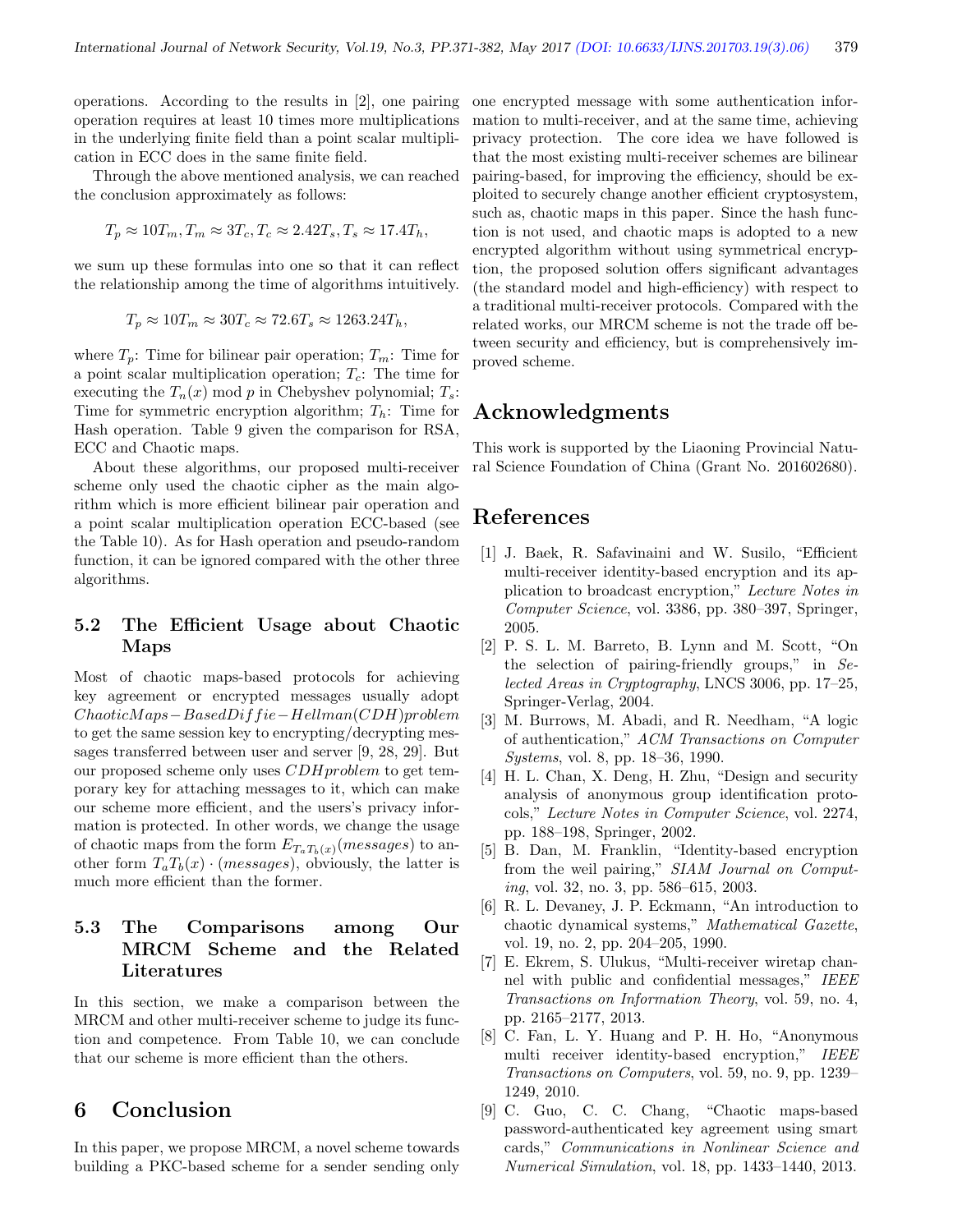operations. According to the results in [2], one pairing operation requires at least 10 times more multiplications in the underlying finite field than a point scalar multiplication in ECC does in the same finite field.

Through the above mentioned analysis, we can reached the conclusion approximately as follows:

$$T_p \approx 10T_m, T_m \approx 3T_c, T_c \approx 2.42T_s, T_s \approx 17.4T_h,$$

we sum up these formulas into one so that it can reflect the relationship among the time of algorithms intuitively.

$$T_p \approx 10T_m \approx 30T_c \approx 72.6T_s \approx 1263.24T_h,$$

where $T_p$: Time for bilinear pair operation; $T_m$: Time for a point scalar multiplication operation; $T_c$: The time for executing the $T_n(x)$ mod $p$ in Chebyshev polynomial; $T_s$: Time for symmetric encryption algorithm; $T_h$: Time for Hash operation. Table 9 given the comparison for RSA, ECC and Chaotic maps.

About these algorithms, our proposed multi-receiver scheme only used the chaotic cipher as the main algorithm which is more efficient bilinear pair operation and a point scalar multiplication operation ECC-based (see the Table 10). As for Hash operation and pseudo-random function, it can be ignored compared with the other three algorithms.

### 5.2 The Efficient Usage about Chaotic Maps

Most of chaotic maps-based protocols for achieving key agreement or encrypted messages usually adopt $ChaoticMaps-BasedDiffie-Hellman(CDH)problem$ to get the same session key to encrypting/decrypting messages transferred between user and server [9, 28, 29]. But our proposed scheme only uses $CDHproblem$ to get temporary key for attaching messages to it, which can make our scheme more efficient, and the users's privacy information is protected. In other words, we change the usage of chaotic maps from the form $E_{T_aT_b(x)}(messages)$ to another form $T_aT_b(x) \cdot (messages)$, obviously, the latter is much more efficient than the former.

### 5.3 The Comparisons among Our MRCM Scheme and the Related Literatures

In this section, we make a comparison between the MRCM and other multi-receiver scheme to judge its function and competence. From Table 10, we can conclude that our scheme is more efficient than the others.

## 6 Conclusion

In this paper, we propose MRCM, a novel scheme towards building a PKC-based scheme for a sender sending only one encrypted message with some authentication information to multi-receiver, and at the same time, achieving privacy protection. The core idea we have followed is that the most existing multi-receiver schemes are bilinear pairing-based, for improving the efficiency, should be exploited to securely change another efficient cryptosystem, such as, chaotic maps in this paper. Since the hash function is not used, and chaotic maps is adopted to a new encrypted algorithm without using symmetrical encryption, the proposed solution offers significant advantages (the standard model and high-efficiency) with respect to a traditional multi-receiver protocols. Compared with the related works, our MRCM scheme is not the trade off between security and efficiency, but is comprehensively improved scheme.

## Acknowledgments

This work is supported by the Liaoning Provincial Natural Science Foundation of China (Grant No. 201602680).

## References

[1] J. Baek, R. Safavinaini and W. Susilo, "Efficient multi-receiver identity-based encryption and its application to broadcast encryption," *Lecture Notes in Computer Science*, vol. 3386, pp. 380–397, Springer, 2005.

[2] P. S. L. M. Barreto, B. Lynn and M. Scott, "On the selection of pairing-friendly groups," in *Selected Areas in Cryptography*, LNCS 3006, pp. 17–25, Springer-Verlag, 2004.

[3] M. Burrows, M. Abadi, and R. Needham, "A logic of authentication," *ACM Transactions on Computer Systems*, vol. 8, pp. 18–36, 1990.

[4] H. L. Chan, X. Deng, H. Zhu, "Design and security analysis of anonymous group identification protocols," *Lecture Notes in Computer Science*, vol. 2274, pp. 188–198, Springer, 2002.

[5] B. Dan, M. Franklin, "Identity-based encryption from the weil pairing," *SIAM Journal on Computing*, vol. 32, no. 3, pp. 586–615, 2003.

[6] R. L. Devaney, J. P. Eckmann, "An introduction to chaotic dynamical systems," *Mathematical Gazette*, vol. 19, no. 2, pp. 204–205, 1990.

[7] E. Ekrem, S. Ulukus, "Multi-receiver wiretap channel with public and confidential messages," *IEEE Transactions on Information Theory*, vol. 59, no. 4, pp. 2165–2177, 2013.

[8] C. Fan, L. Y. Huang and P. H. Ho, "Anonymous multi receiver identity-based encryption," *IEEE Transactions on Computers*, vol. 59, no. 9, pp. 1239–1249, 2010.

[9] C. Guo, C. C. Chang, "Chaotic maps-based password-authenticated key agreement using smart cards," *Communications in Nonlinear Science and Numerical Simulation*, vol. 18, pp. 1433–1440, 2013.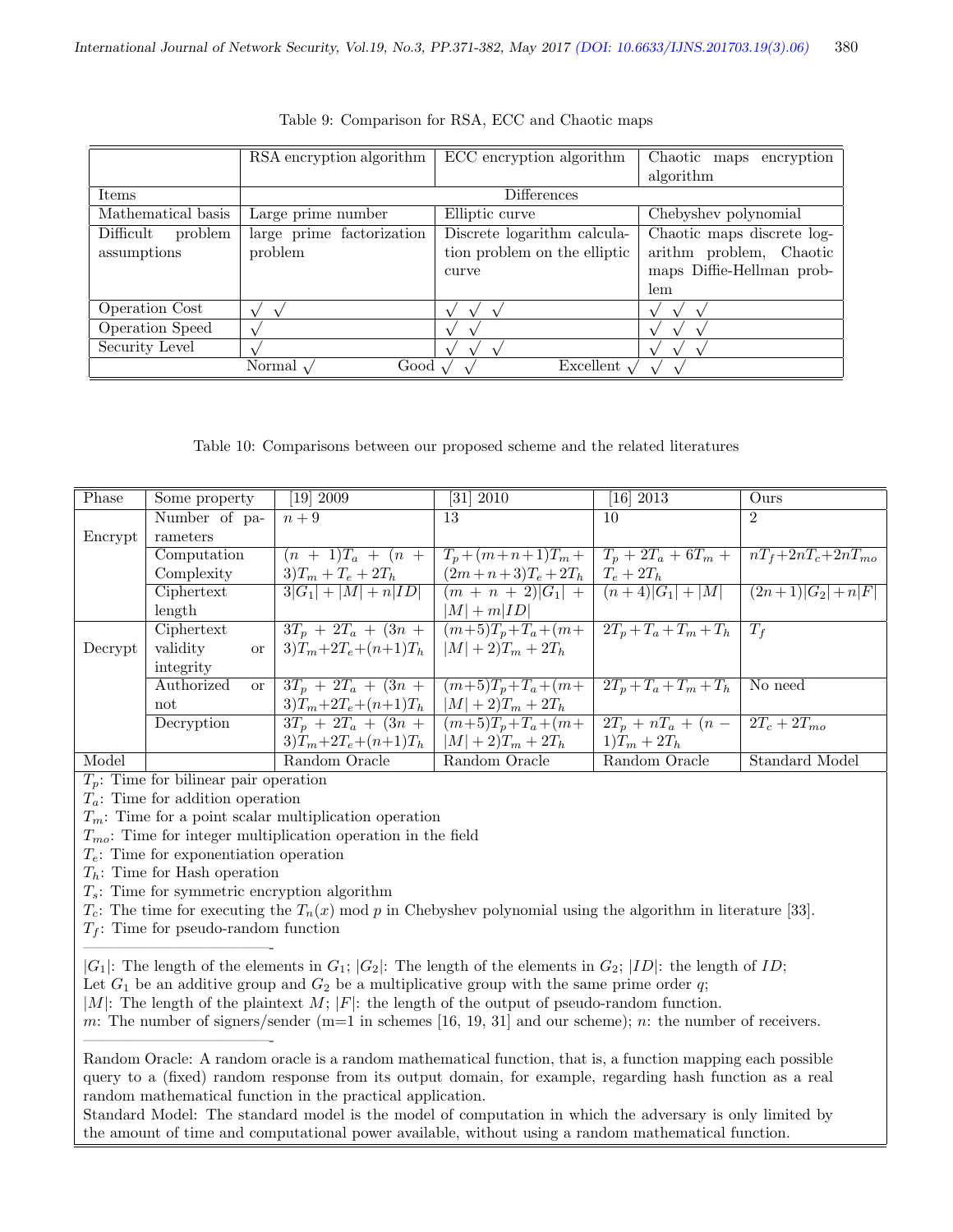Table 9: Comparison for RSA, ECC and Chaotic maps

| | RSA encryption algorithm | ECC encryption algorithm | Chaotic maps encryption algorithm |
|---|---|---|---|
| Items | Differences | | |
| Mathematical basis | Large prime number | Elliptic curve | Chebyshev polynomial |
| Difficult problem assumptions | large prime factorization problem | Discrete logarithm calculation problem on the elliptic curve | Chaotic maps discrete logarithm problem, Chaotic maps Diffie-Hellman problem |
| Operation Cost | √ √ | √ √ √ | √ √ √ |
| Operation Speed | √ | √ √ | √ √ √ |
| Security Level | √ | √ √ √ | √ √ √ |
| Normal √ | Good √ √ | Excellent √ √ √ | |

Table 10: Comparisons between our proposed scheme and the related literatures

| Phase | Some property | [19] 2009 | [31] 2010 | [16] 2013 | Ours |
|---|---|---|---|---|---|
| Encrypt | Number of parameters | $n+9$ | 13 | 10 | 2 |
| | Computation Complexity | $(n+1)T_a + (n+3)T_m + T_e + 2T_h$ | $T_p + (m+n+1)T_m + (2m+n+3)T_e + 2T_h$ | $T_p + 2T_a + 6T_m + T_e + 2T_h$ | $nT_f + 2nT_c + 2nT_{mo}$ |
| | Ciphertext length | $3\|G_1\| + \|M\| + n\|ID\|$ | $(m+n+2)\|G_1\| + \|M\| + m\|ID\|$ | $(n+4)\|G_1\| + \|M\|$ | $(2n+1)\|G_2\| + n\|F\|$ |
| Decrypt | Ciphertext validity or integrity | $3T_p + 2T_a + (3n+3)T_m + 2T_e + (n+1)T_h$ | $(m+5)T_p + T_a + (m+\|M\|+2)T_m + 2T_h$ | $2T_p + T_a + T_m + T_h$ | $T_f$ |
| | Authorized or not | $3T_p + 2T_a + (3n+3)T_m + 2T_e + (n+1)T_h$ | $(m+5)T_p + T_a + (m+\|M\|+2)T_m + 2T_h$ | $2T_p + T_a + T_m + T_h$ | No need |
| | Decryption | $3T_p + 2T_a + (3n+3)T_m + 2T_e + (n+1)T_h$ | $(m+5)T_p + T_a + (m+\|M\|+2)T_m + 2T_h$ | $2T_p + nT_a + (n-1)T_m + 2T_h$ | $2T_c + 2T_{mo}$ |
| Model | | Random Oracle | Random Oracle | Random Oracle | Standard Model |

$T_p$: Time for bilinear pair operation
$T_a$: Time for addition operation
$T_m$: Time for a point scalar multiplication operation
$T_{mo}$: Time for integer multiplication operation in the field
$T_e$: Time for exponentiation operation
$T_h$: Time for Hash operation
$T_s$: Time for symmetric encryption algorithm
$T_c$: The time for executing the $T_n(x) \bmod p$ in Chebyshev polynomial using the algorithm in literature [33].
$T_f$: Time for pseudo-random function

$|G_1|$: The length of the elements in $G_1$; $|G_2|$: The length of the elements in $G_2$; $|ID|$: the length of $ID$;
Let $G_1$ be an additive group and $G_2$ be a multiplicative group with the same prime order $q$;
$|M|$: The length of the plaintext $M$; $|F|$: the length of the output of pseudo-random function.
$m$: The number of signers/sender (m=1 in schemes [16, 19, 31] and our scheme); $n$: the number of receivers.

Random Oracle: A random oracle is a random mathematical function, that is, a function mapping each possible query to a (fixed) random response from its output domain, for example, regarding hash function as a real random mathematical function in the practical application.
Standard Model: The standard model is the model of computation in which the adversary is only limited by the amount of time and computational power available, without using a random mathematical function.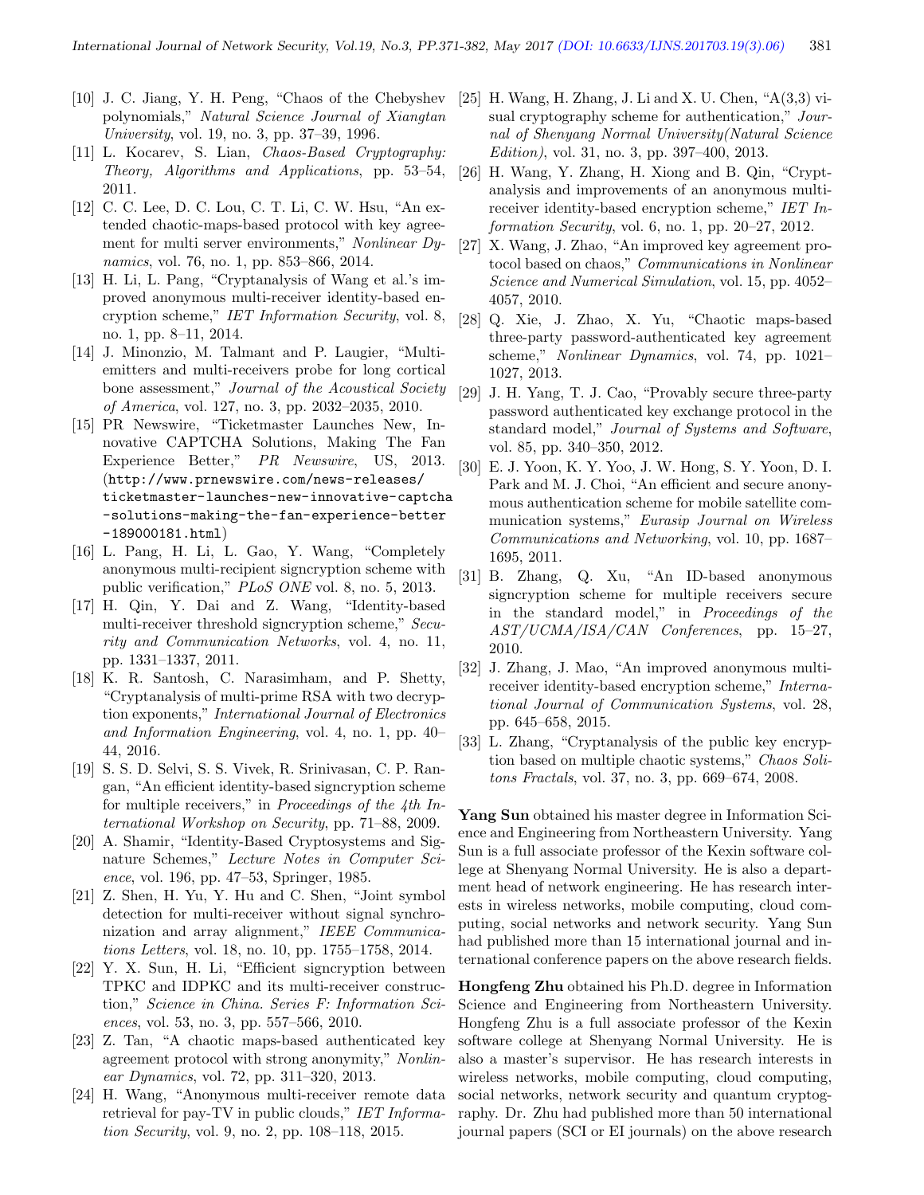[10] J. C. Jiang, Y. H. Peng, "Chaos of the Chebyshev polynomials," *Natural Science Journal of Xiangtan University*, vol. 19, no. 3, pp. 37–39, 1996.

[11] L. Kocarev, S. Lian, *Chaos-Based Cryptography: Theory, Algorithms and Applications*, pp. 53–54, 2011.

[12] C. C. Lee, D. C. Lou, C. T. Li, C. W. Hsu, "An extended chaotic-maps-based protocol with key agreement for multi server environments," *Nonlinear Dynamics*, vol. 76, no. 1, pp. 853–866, 2014.

[13] H. Li, L. Pang, "Cryptanalysis of Wang et al.'s improved anonymous multi-receiver identity-based encryption scheme," *IET Information Security*, vol. 8, no. 1, pp. 8–11, 2014.

[14] J. Minonzio, M. Talmant and P. Laugier, "Multi-emitters and multi-receivers probe for long cortical bone assessment," *Journal of the Acoustical Society of America*, vol. 127, no. 3, pp. 2032–2035, 2010.

[15] PR Newswire, "Ticketmaster Launches New, Innovative CAPTCHA Solutions, Making The Fan Experience Better," *PR Newswire*, US, 2013. (`http://www.prnewswire.com/news-releases/ticketmaster-launches-new-innovative-captcha-solutions-making-the-fan-experience-better-189000181.html`)

[16] L. Pang, H. Li, L. Gao, Y. Wang, "Completely anonymous multi-recipient signcryption scheme with public verification," *PLoS ONE* vol. 8, no. 5, 2013.

[17] H. Qin, Y. Dai and Z. Wang, "Identity-based multi-receiver threshold signcryption scheme," *Security and Communication Networks*, vol. 4, no. 11, pp. 1331–1337, 2011.

[18] K. R. Santosh, C. Narasimham, and P. Shetty, "Cryptanalysis of multi-prime RSA with two decryption exponents," *International Journal of Electronics and Information Engineering*, vol. 4, no. 1, pp. 40–44, 2016.

[19] S. S. D. Selvi, S. S. Vivek, R. Srinivasan, C. P. Rangan, "An efficient identity-based signcryption scheme for multiple receivers," in *Proceedings of the 4th International Workshop on Security*, pp. 71–88, 2009.

[20] A. Shamir, "Identity-Based Cryptosystems and Signature Schemes," *Lecture Notes in Computer Science*, vol. 196, pp. 47–53, Springer, 1985.

[21] Z. Shen, H. Yu, Y. Hu and C. Shen, "Joint symbol detection for multi-receiver without signal synchronization and array alignment," *IEEE Communications Letters*, vol. 18, no. 10, pp. 1755–1758, 2014.

[22] Y. X. Sun, H. Li, "Efficient signcryption between TPKC and IDPKC and its multi-receiver construction," *Science in China. Series F: Information Sciences*, vol. 53, no. 3, pp. 557–566, 2010.

[23] Z. Tan, "A chaotic maps-based authenticated key agreement protocol with strong anonymity," *Nonlinear Dynamics*, vol. 72, pp. 311–320, 2013.

[24] H. Wang, "Anonymous multi-receiver remote data retrieval for pay-TV in public clouds," *IET Information Security*, vol. 9, no. 2, pp. 108–118, 2015.

[25] H. Wang, H. Zhang, J. Li and X. U. Chen, "A(3,3) visual cryptography scheme for authentication," *Journal of Shenyang Normal University(Natural Science Edition)*, vol. 31, no. 3, pp. 397–400, 2013.

[26] H. Wang, Y. Zhang, H. Xiong and B. Qin, "Cryptanalysis and improvements of an anonymous multi-receiver identity-based encryption scheme," *IET Information Security*, vol. 6, no. 1, pp. 20–27, 2012.

[27] X. Wang, J. Zhao, "An improved key agreement protocol based on chaos," *Communications in Nonlinear Science and Numerical Simulation*, vol. 15, pp. 4052–4057, 2010.

[28] Q. Xie, J. Zhao, X. Yu, "Chaotic maps-based three-party password-authenticated key agreement scheme," *Nonlinear Dynamics*, vol. 74, pp. 1021–1027, 2013.

[29] J. H. Yang, T. J. Cao, "Provably secure three-party password authenticated key exchange protocol in the standard model," *Journal of Systems and Software*, vol. 85, pp. 340–350, 2012.

[30] E. J. Yoon, K. Y. Yoo, J. W. Hong, S. Y. Yoon, D. I. Park and M. J. Choi, "An efficient and secure anonymous authentication scheme for mobile satellite communication systems," *Eurasip Journal on Wireless Communications and Networking*, vol. 10, pp. 1687–1695, 2011.

[31] B. Zhang, Q. Xu, "An ID-based anonymous signcryption scheme for multiple receivers secure in the standard model," in *Proceedings of the AST/UCMA/ISA/CAN Conferences*, pp. 15–27, 2010.

[32] J. Zhang, J. Mao, "An improved anonymous multi-receiver identity-based encryption scheme," *International Journal of Communication Systems*, vol. 28, pp. 645–658, 2015.

[33] L. Zhang, "Cryptanalysis of the public key encryption based on multiple chaotic systems," *Chaos Solitons Fractals*, vol. 37, no. 3, pp. 669–674, 2008.

**Yang Sun** obtained his master degree in Information Science and Engineering from Northeastern University. Yang Sun is a full associate professor of the Kexin software college at Shenyang Normal University. He is also a department head of network engineering. He has research interests in wireless networks, mobile computing, cloud computing, social networks and network security. Yang Sun had published more than 15 international journal and international conference papers on the above research fields.

**Hongfeng Zhu** obtained his Ph.D. degree in Information Science and Engineering from Northeastern University. Hongfeng Zhu is a full associate professor of the Kexin software college at Shenyang Normal University. He is also a master's supervisor. He has research interests in wireless networks, mobile computing, cloud computing, social networks, network security and quantum cryptography. Dr. Zhu had published more than 50 international journal papers (SCI or EI journals) on the above research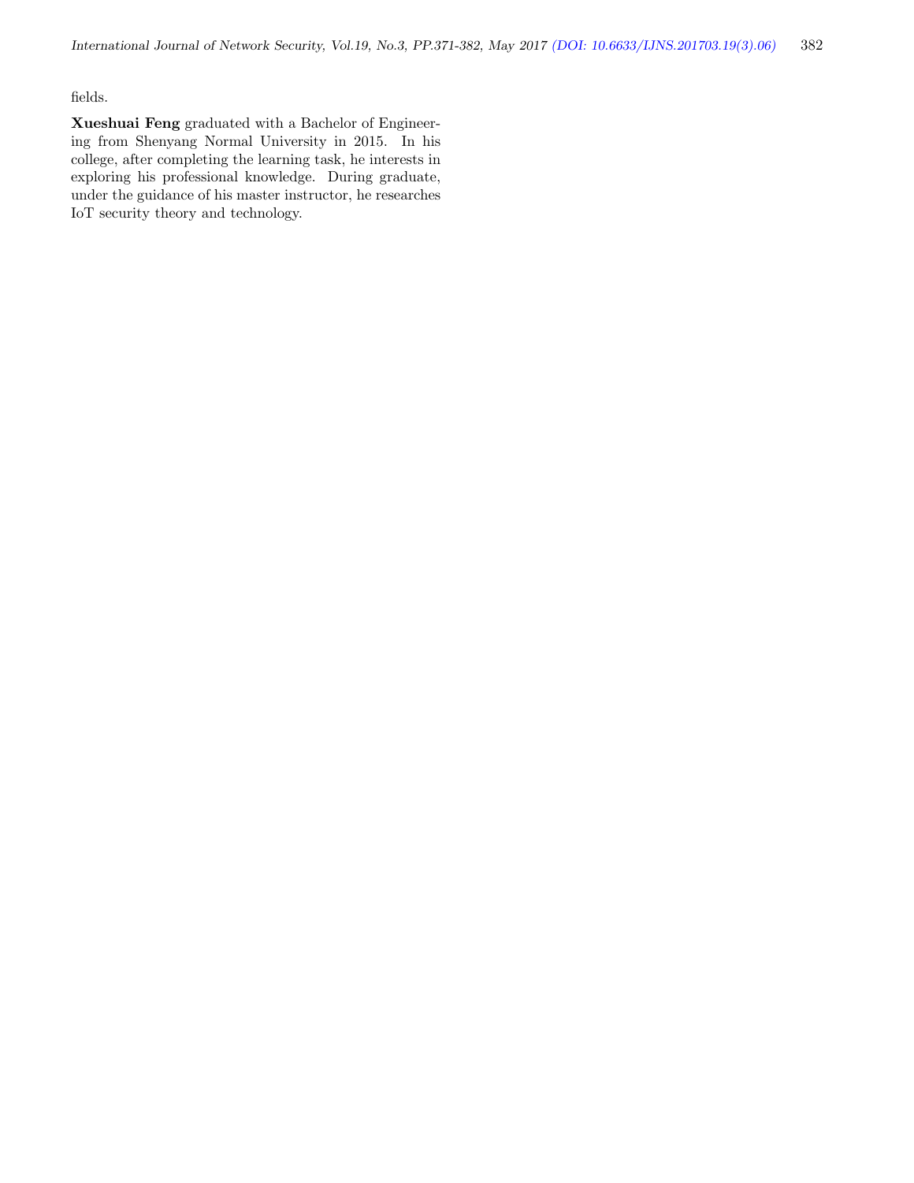fields.

**Xueshuai Feng** graduated with a Bachelor of Engineering from Shenyang Normal University in 2015. In his college, after completing the learning task, he interests in exploring his professional knowledge. During graduate, under the guidance of his master instructor, he researches IoT security theory and technology.